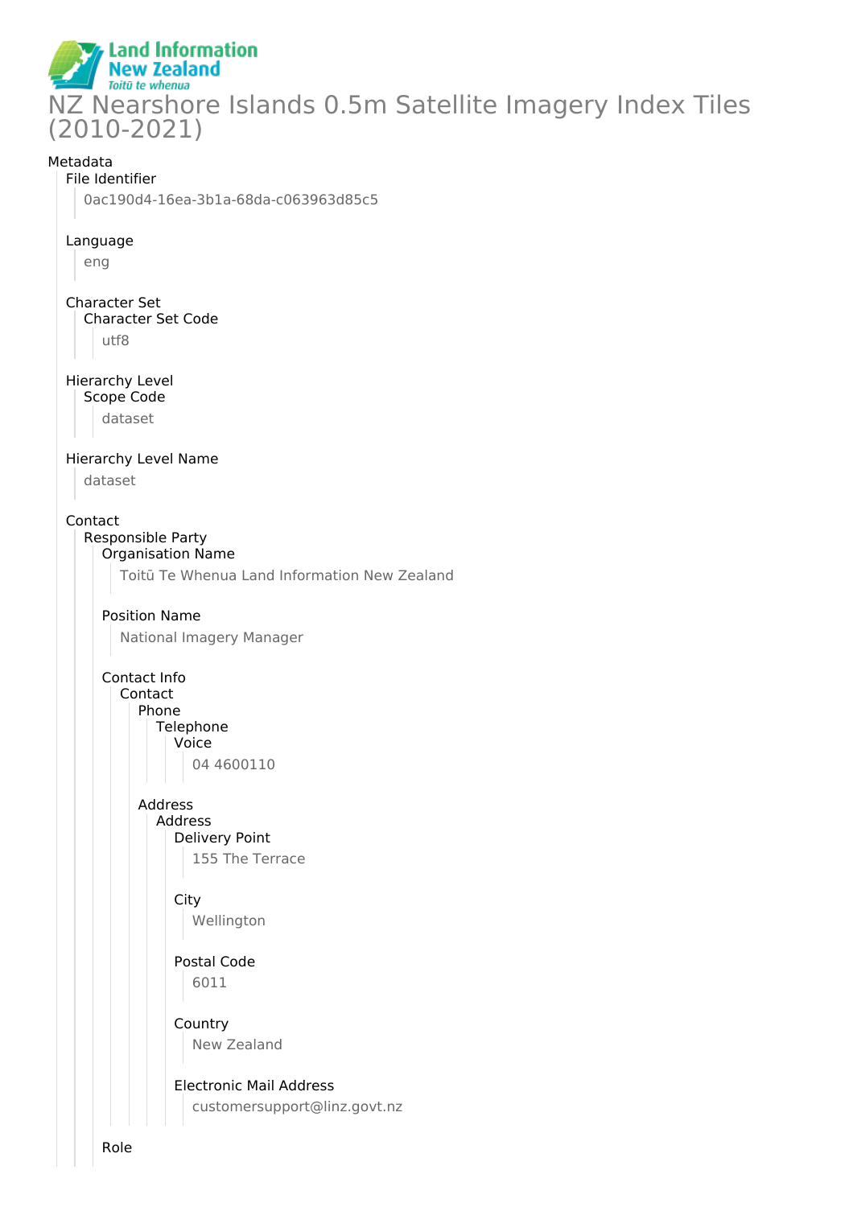Land Information New Zealand
*Toitū te whenua*

# NZ Nearshore Islands 0.5m Satellite Imagery Index Tiles (2010-2021)

Metadata

File Identifier

0ac190d4-16ea-3b1a-68da-c063963d85c5

Language

eng

Character Set

Character Set Code

utf8

Hierarchy Level

Scope Code

dataset

Hierarchy Level Name

dataset

Contact

Responsible Party

Organisation Name

Toitū Te Whenua Land Information New Zealand

Position Name

National Imagery Manager

Contact Info

Contact

Phone

Telephone

Voice

04 4600110

Address

Address

Delivery Point

155 The Terrace

City

Wellington

Postal Code

6011

Country

New Zealand

Electronic Mail Address

customersupport@linz.govt.nz

Role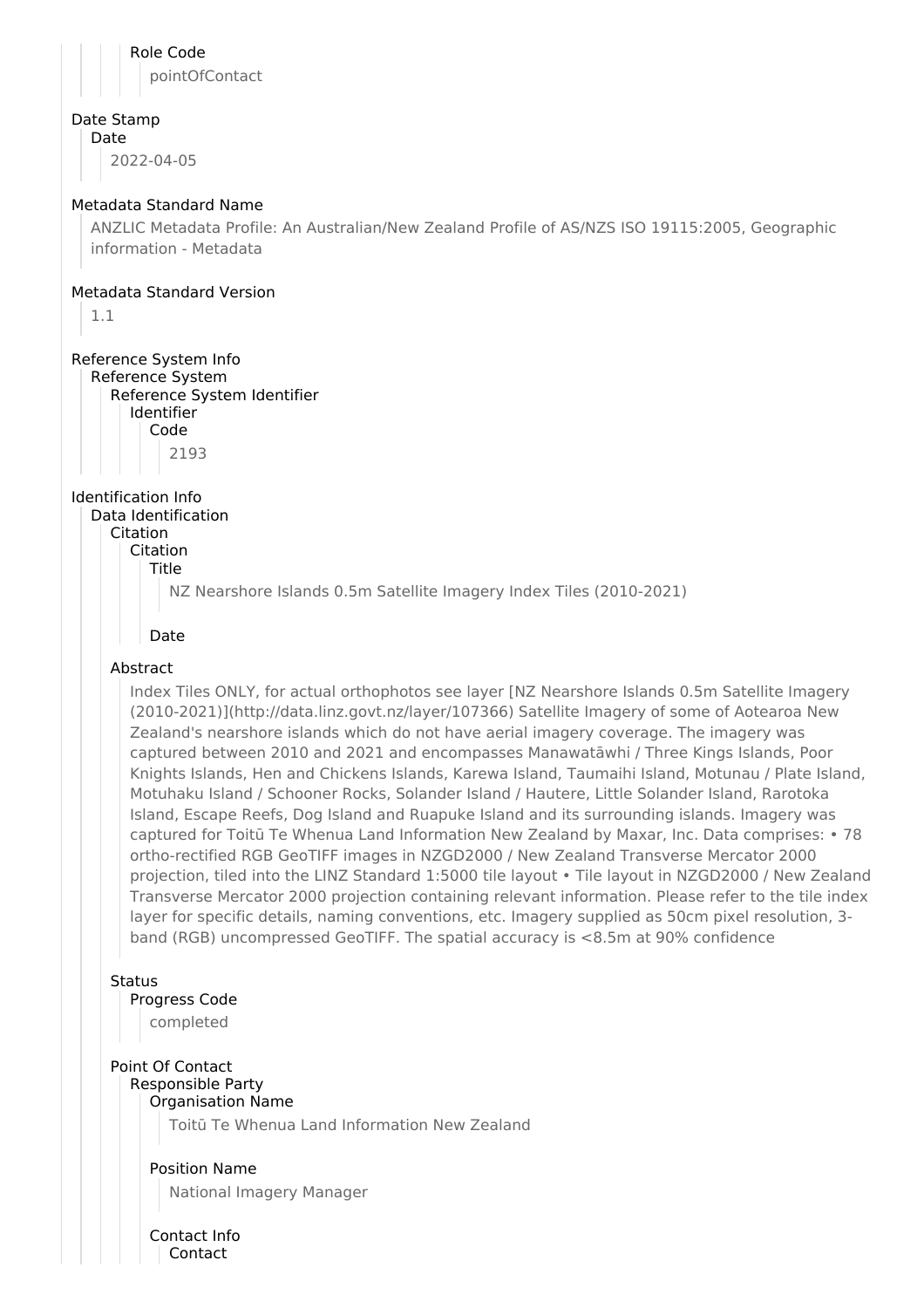Role Code

pointOfContact

Date Stamp

Date

2022-04-05

Metadata Standard Name

ANZLIC Metadata Profile: An Australian/New Zealand Profile of AS/NZS ISO 19115:2005, Geographic information - Metadata

Metadata Standard Version

1.1

Reference System Info

Reference System

Reference System Identifier

Identifier

Code

2193

Identification Info

Data Identification

Citation

Citation

Title

NZ Nearshore Islands 0.5m Satellite Imagery Index Tiles (2010-2021)

Date

Abstract

Index Tiles ONLY, for actual orthophotos see layer [NZ Nearshore Islands 0.5m Satellite Imagery (2010-2021)](http://data.linz.govt.nz/layer/107366) Satellite Imagery of some of Aotearoa New Zealand's nearshore islands which do not have aerial imagery coverage. The imagery was captured between 2010 and 2021 and encompasses Manawatāwhi / Three Kings Islands, Poor Knights Islands, Hen and Chickens Islands, Karewa Island, Taumaihi Island, Motunau / Plate Island, Motuhaku Island / Schooner Rocks, Solander Island / Hautere, Little Solander Island, Rarotoka Island, Escape Reefs, Dog Island and Ruapuke Island and its surrounding islands. Imagery was captured for Toitū Te Whenua Land Information New Zealand by Maxar, Inc. Data comprises: • 78 ortho-rectified RGB GeoTIFF images in NZGD2000 / New Zealand Transverse Mercator 2000 projection, tiled into the LINZ Standard 1:5000 tile layout • Tile layout in NZGD2000 / New Zealand Transverse Mercator 2000 projection containing relevant information. Please refer to the tile index layer for specific details, naming conventions, etc. Imagery supplied as 50cm pixel resolution, 3-band (RGB) uncompressed GeoTIFF. The spatial accuracy is <8.5m at 90% confidence

Status

Progress Code

completed

Point Of Contact

Responsible Party

Organisation Name

Toitū Te Whenua Land Information New Zealand

Position Name

National Imagery Manager

Contact Info

Contact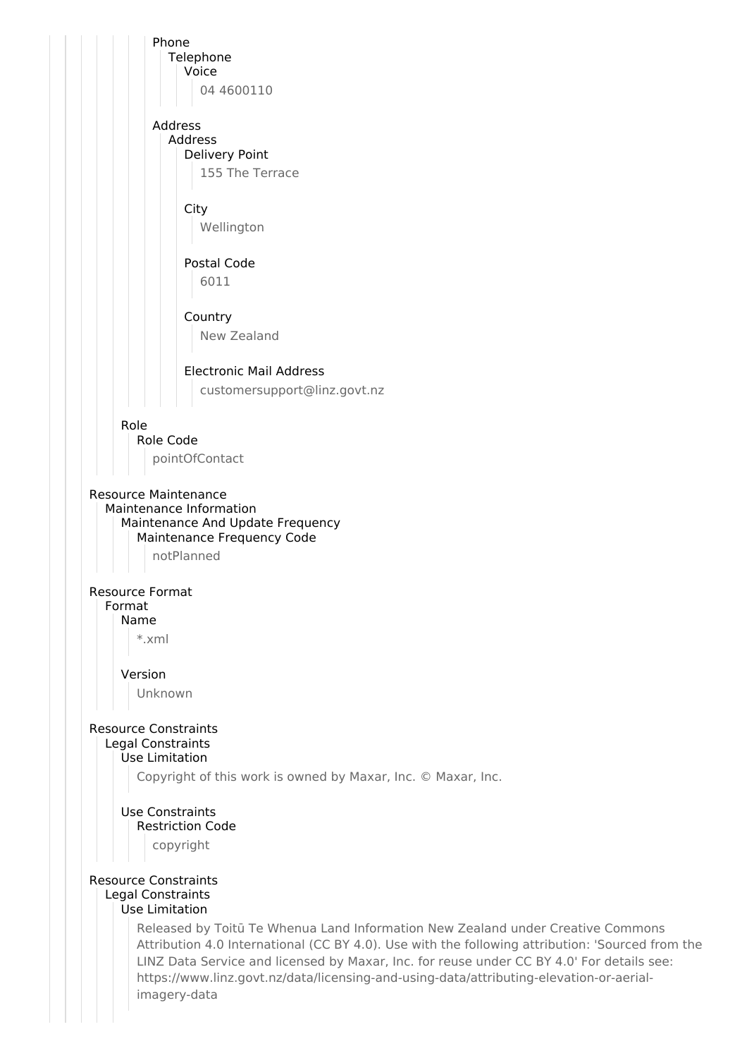Phone
- Telephone
  - Voice
    - 04 4600110

Address
- Address
  - Delivery Point
    - 155 The Terrace
  - City
    - Wellington
  - Postal Code
    - 6011
  - Country
    - New Zealand
  - Electronic Mail Address
    - customersupport@linz.govt.nz

Role
- Role Code
  - pointOfContact

Resource Maintenance
- Maintenance Information
  - Maintenance And Update Frequency
    - Maintenance Frequency Code
      - notPlanned

Resource Format
- Format
  - Name
    - *.xml
  - Version
    - Unknown

Resource Constraints
- Legal Constraints
  - Use Limitation
    - Copyright of this work is owned by Maxar, Inc. © Maxar, Inc.
  - Use Constraints
    - Restriction Code
      - copyright

Resource Constraints
- Legal Constraints
  - Use Limitation
    - Released by Toitū Te Whenua Land Information New Zealand under Creative Commons Attribution 4.0 International (CC BY 4.0). Use with the following attribution: 'Sourced from the LINZ Data Service and licensed by Maxar, Inc. for reuse under CC BY 4.0' For details see: https://www.linz.govt.nz/data/licensing-and-using-data/attributing-elevation-or-aerial-imagery-data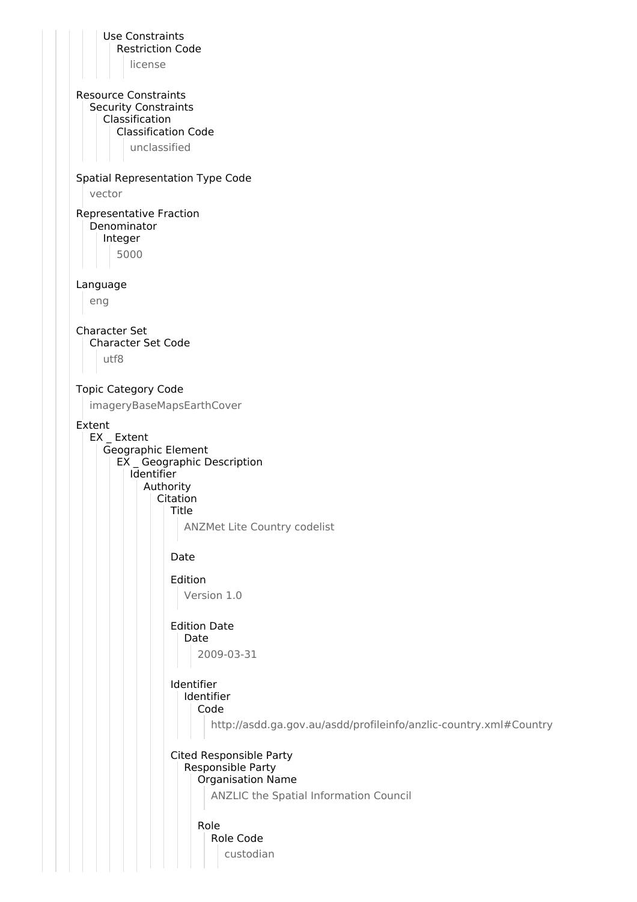Use Constraints
Restriction Code
license

Resource Constraints
Security Constraints
Classification
Classification Code
unclassified

Spatial Representation Type Code
vector

Representative Fraction
Denominator
Integer
5000

Language
eng

Character Set
Character Set Code
utf8

Topic Category Code
imageryBaseMapsEarthCover

Extent
EX _ Extent
Geographic Element
EX _ Geographic Description
Identifier
Authority
Citation
Title
ANZMet Lite Country codelist

Date

Edition
Version 1.0

Edition Date
Date
2009-03-31

Identifier
Identifier
Code
http://asdd.ga.gov.au/asdd/profileinfo/anzlic-country.xml#Country

Cited Responsible Party
Responsible Party
Organisation Name
ANZLIC the Spatial Information Council

Role
Role Code
custodian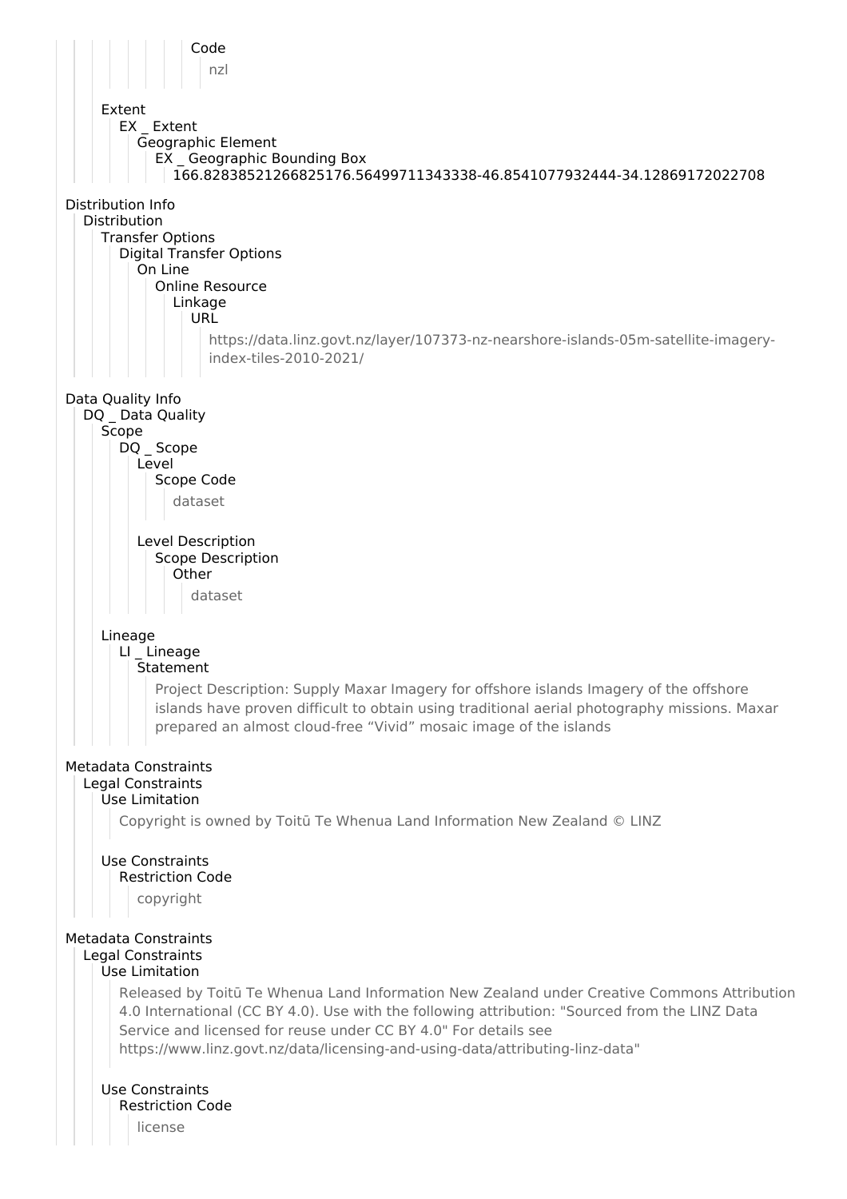Code

nzl

Extent

EX _ Extent

Geographic Element

EX _ Geographic Bounding Box

166.82838521266825176.56499711343338-46.8541077932444-34.12869172022708

Distribution Info

Distribution

Transfer Options

Digital Transfer Options

On Line

Online Resource

Linkage

URL

https://data.linz.govt.nz/layer/107373-nz-nearshore-islands-05m-satellite-imagery-index-tiles-2010-2021/

Data Quality Info

DQ _ Data Quality

Scope

DQ _ Scope

Level

Scope Code

dataset

Level Description

Scope Description

Other

dataset

Lineage

LI _ Lineage

Statement

Project Description: Supply Maxar Imagery for offshore islands Imagery of the offshore islands have proven difficult to obtain using traditional aerial photography missions. Maxar prepared an almost cloud-free “Vivid” mosaic image of the islands

Metadata Constraints

Legal Constraints

Use Limitation

Copyright is owned by Toitū Te Whenua Land Information New Zealand © LINZ

Use Constraints

Restriction Code

copyright

Metadata Constraints

Legal Constraints

Use Limitation

Released by Toitū Te Whenua Land Information New Zealand under Creative Commons Attribution 4.0 International (CC BY 4.0). Use with the following attribution: "Sourced from the LINZ Data Service and licensed for reuse under CC BY 4.0" For details see https://www.linz.govt.nz/data/licensing-and-using-data/attributing-linz-data"

Use Constraints

Restriction Code

license